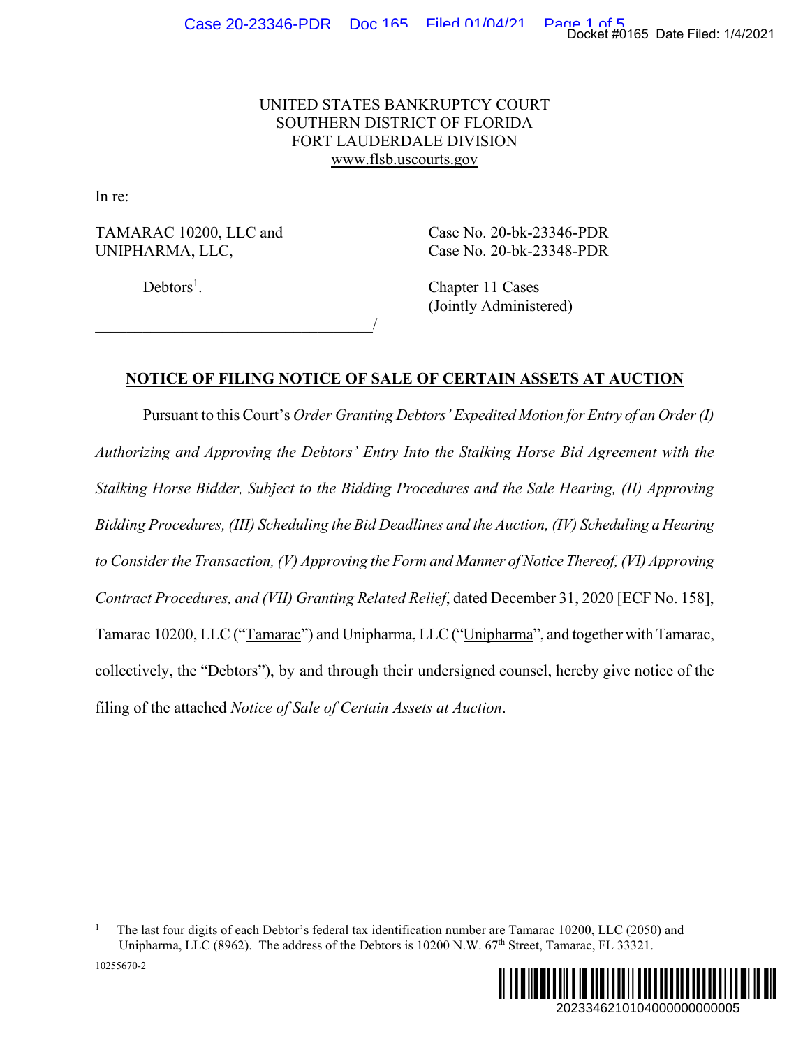UNITED STATES BANKRUPTCY COURT
SOUTHERN DISTRICT OF FLORIDA
FORT LAUDERDALE DIVISION
www.flsb.uscourts.gov

In re:

TAMARAC 10200, LLC and
UNIPHARMA, LLC,

Debtors[1].

Case No. 20-bk-23346-PDR
Case No. 20-bk-23348-PDR

Chapter 11 Cases
(Jointly Administered)

\_\_\_\_\_\_\_\_\_\_\_\_\_\_\_\_\_\_\_\_\_\_\_\_\_\_\_\_\_\_\_\_\_\_/

## NOTICE OF FILING NOTICE OF SALE OF CERTAIN ASSETS AT AUCTION

Pursuant to this Court's *Order Granting Debtors' Expedited Motion for Entry of an Order (I) Authorizing and Approving the Debtors' Entry Into the Stalking Horse Bid Agreement with the Stalking Horse Bidder, Subject to the Bidding Procedures and the Sale Hearing, (II) Approving Bidding Procedures, (III) Scheduling the Bid Deadlines and the Auction, (IV) Scheduling a Hearing to Consider the Transaction, (V) Approving the Form and Manner of Notice Thereof, (VI) Approving Contract Procedures, and (VII) Granting Related Relief*, dated December 31, 2020 [ECF No. 158], Tamarac 10200, LLC ("Tamarac") and Unipharma, LLC ("Unipharma", and together with Tamarac, collectively, the "Debtors"), by and through their undersigned counsel, hereby give notice of the filing of the attached *Notice of Sale of Certain Assets at Auction*.

---

[1] The last four digits of each Debtor's federal tax identification number are Tamarac 10200, LLC (2050) and Unipharma, LLC (8962). The address of the Debtors is 10200 N.W. 67th Street, Tamarac, FL 33321.

10255670-2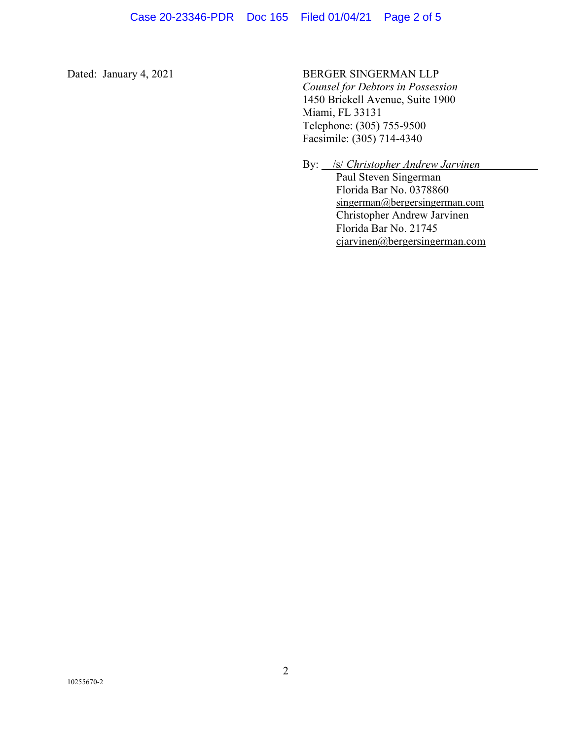Dated: January 4, 2021

BERGER SINGERMAN LLP
*Counsel for Debtors in Possession*
1450 Brickell Avenue, Suite 1900
Miami, FL 33131
Telephone: (305) 755-9500
Facsimile: (305) 714-4340

By: /s/ *Christopher Andrew Jarvinen*
Paul Steven Singerman
Florida Bar No. 0378860
singerman@bergersingerman.com
Christopher Andrew Jarvinen
Florida Bar No. 21745
cjarvinen@bergersingerman.com

10255670-2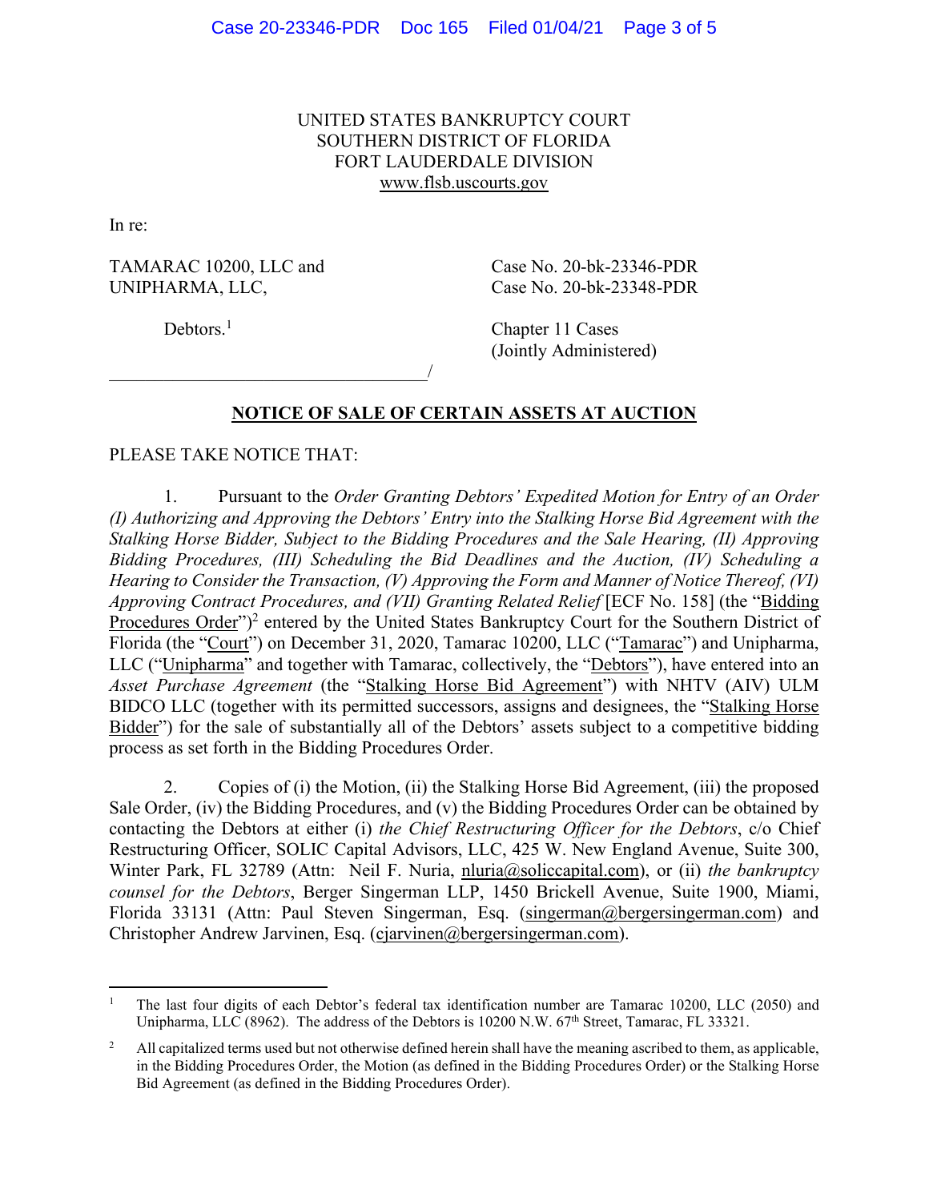UNITED STATES BANKRUPTCY COURT
SOUTHERN DISTRICT OF FLORIDA
FORT LAUDERDALE DIVISION
www.flsb.uscourts.gov

In re:

TAMARAC 10200, LLC and UNIPHARMA, LLC,

Debtors.[1]

Case No. 20-bk-23346-PDR
Case No. 20-bk-23348-PDR

Chapter 11 Cases
(Jointly Administered)

_________________________________/

## NOTICE OF SALE OF CERTAIN ASSETS AT AUCTION

PLEASE TAKE NOTICE THAT:

1. Pursuant to the *Order Granting Debtors' Expedited Motion for Entry of an Order (I) Authorizing and Approving the Debtors' Entry into the Stalking Horse Bid Agreement with the Stalking Horse Bidder, Subject to the Bidding Procedures and the Sale Hearing, (II) Approving Bidding Procedures, (III) Scheduling the Bid Deadlines and the Auction, (IV) Scheduling a Hearing to Consider the Transaction, (V) Approving the Form and Manner of Notice Thereof, (VI) Approving Contract Procedures, and (VII) Granting Related Relief* [ECF No. 158] (the "Bidding Procedures Order")[2] entered by the United States Bankruptcy Court for the Southern District of Florida (the "Court") on December 31, 2020, Tamarac 10200, LLC ("Tamarac") and Unipharma, LLC ("Unipharma" and together with Tamarac, collectively, the "Debtors"), have entered into an *Asset Purchase Agreement* (the "Stalking Horse Bid Agreement") with NHTV (AIV) ULM BIDCO LLC (together with its permitted successors, assigns and designees, the "Stalking Horse Bidder") for the sale of substantially all of the Debtors' assets subject to a competitive bidding process as set forth in the Bidding Procedures Order.

2. Copies of (i) the Motion, (ii) the Stalking Horse Bid Agreement, (iii) the proposed Sale Order, (iv) the Bidding Procedures, and (v) the Bidding Procedures Order can be obtained by contacting the Debtors at either (i) *the Chief Restructuring Officer for the Debtors*, c/o Chief Restructuring Officer, SOLIC Capital Advisors, LLC, 425 W. New England Avenue, Suite 300, Winter Park, FL 32789 (Attn: Neil F. Nuria, nluria@soliccapital.com), or (ii) *the bankruptcy counsel for the Debtors*, Berger Singerman LLP, 1450 Brickell Avenue, Suite 1900, Miami, Florida 33131 (Attn: Paul Steven Singerman, Esq. (singerman@bergersingerman.com) and Christopher Andrew Jarvinen, Esq. (cjarvinen@bergersingerman.com).

---

[1] The last four digits of each Debtor's federal tax identification number are Tamarac 10200, LLC (2050) and Unipharma, LLC (8962). The address of the Debtors is 10200 N.W. 67th Street, Tamarac, FL 33321.

[2] All capitalized terms used but not otherwise defined herein shall have the meaning ascribed to them, as applicable, in the Bidding Procedures Order, the Motion (as defined in the Bidding Procedures Order) or the Stalking Horse Bid Agreement (as defined in the Bidding Procedures Order).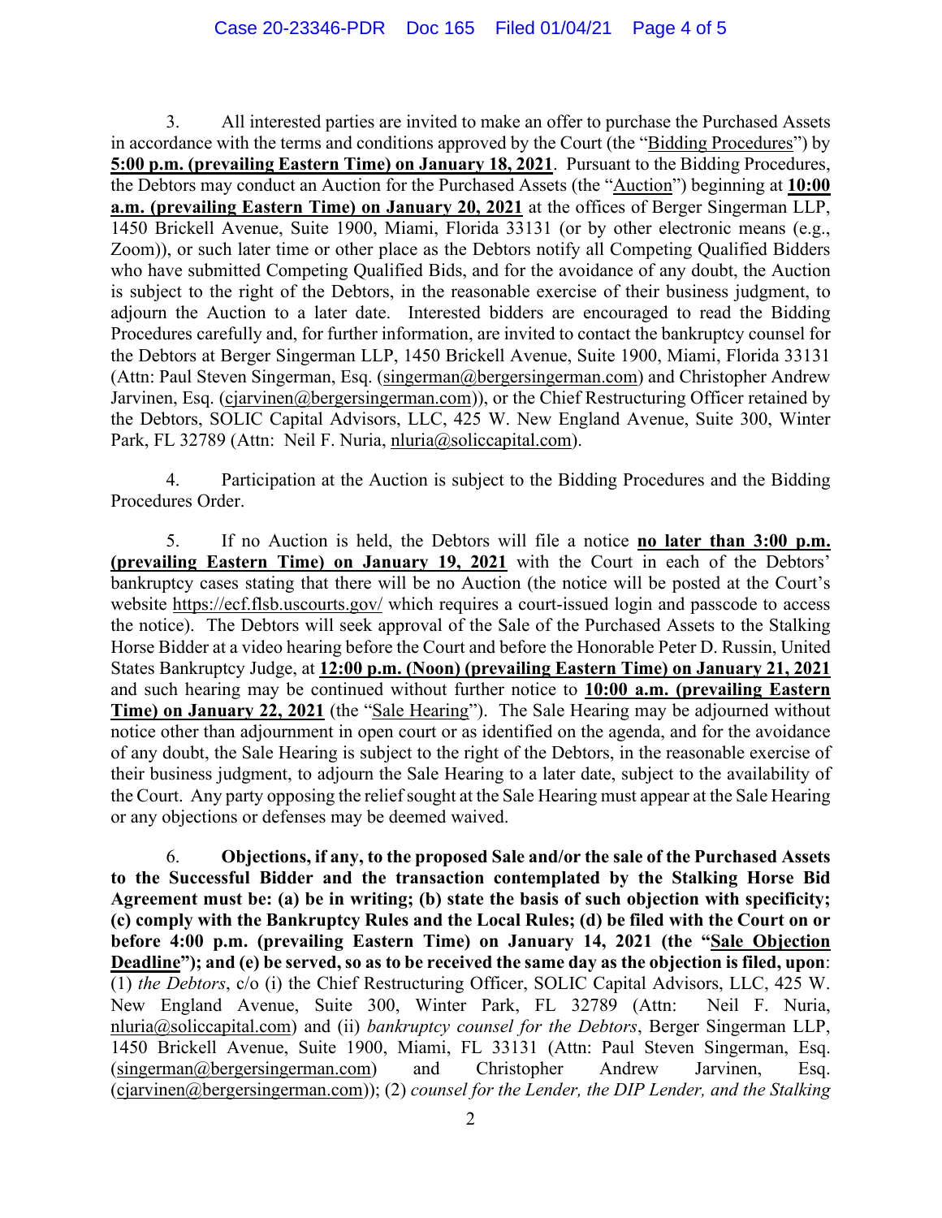3. All interested parties are invited to make an offer to purchase the Purchased Assets in accordance with the terms and conditions approved by the Court (the "Bidding Procedures") by **5:00 p.m. (prevailing Eastern Time) on January 18, 2021**. Pursuant to the Bidding Procedures, the Debtors may conduct an Auction for the Purchased Assets (the "Auction") beginning at **10:00 a.m. (prevailing Eastern Time) on January 20, 2021** at the offices of Berger Singerman LLP, 1450 Brickell Avenue, Suite 1900, Miami, Florida 33131 (or by other electronic means (e.g., Zoom)), or such later time or other place as the Debtors notify all Competing Qualified Bidders who have submitted Competing Qualified Bids, and for the avoidance of any doubt, the Auction is subject to the right of the Debtors, in the reasonable exercise of their business judgment, to adjourn the Auction to a later date. Interested bidders are encouraged to read the Bidding Procedures carefully and, for further information, are invited to contact the bankruptcy counsel for the Debtors at Berger Singerman LLP, 1450 Brickell Avenue, Suite 1900, Miami, Florida 33131 (Attn: Paul Steven Singerman, Esq. (singerman@bergersingerman.com) and Christopher Andrew Jarvinen, Esq. (cjarvinen@bergersingerman.com)), or the Chief Restructuring Officer retained by the Debtors, SOLIC Capital Advisors, LLC, 425 W. New England Avenue, Suite 300, Winter Park, FL 32789 (Attn: Neil F. Nuria, nluria@soliccapital.com).

4. Participation at the Auction is subject to the Bidding Procedures and the Bidding Procedures Order.

5. If no Auction is held, the Debtors will file a notice **no later than 3:00 p.m. (prevailing Eastern Time) on January 19, 2021** with the Court in each of the Debtors' bankruptcy cases stating that there will be no Auction (the notice will be posted at the Court's website https://ecf.flsb.uscourts.gov/ which requires a court-issued login and passcode to access the notice). The Debtors will seek approval of the Sale of the Purchased Assets to the Stalking Horse Bidder at a video hearing before the Court and before the Honorable Peter D. Russin, United States Bankruptcy Judge, at **12:00 p.m. (Noon) (prevailing Eastern Time) on January 21, 2021** and such hearing may be continued without further notice to **10:00 a.m. (prevailing Eastern Time) on January 22, 2021** (the "Sale Hearing"). The Sale Hearing may be adjourned without notice other than adjournment in open court or as identified on the agenda, and for the avoidance of any doubt, the Sale Hearing is subject to the right of the Debtors, in the reasonable exercise of their business judgment, to adjourn the Sale Hearing to a later date, subject to the availability of the Court. Any party opposing the relief sought at the Sale Hearing must appear at the Sale Hearing or any objections or defenses may be deemed waived.

6. **Objections, if any, to the proposed Sale and/or the sale of the Purchased Assets to the Successful Bidder and the transaction contemplated by the Stalking Horse Bid Agreement must be: (a) be in writing; (b) state the basis of such objection with specificity; (c) comply with the Bankruptcy Rules and the Local Rules; (d) be filed with the Court on or before 4:00 p.m. (prevailing Eastern Time) on January 14, 2021 (the "Sale Objection Deadline"); and (e) be served, so as to be received the same day as the objection is filed, upon**: (1) *the Debtors*, c/o (i) the Chief Restructuring Officer, SOLIC Capital Advisors, LLC, 425 W. New England Avenue, Suite 300, Winter Park, FL 32789 (Attn: Neil F. Nuria, nluria@soliccapital.com) and (ii) *bankruptcy counsel for the Debtors*, Berger Singerman LLP, 1450 Brickell Avenue, Suite 1900, Miami, FL 33131 (Attn: Paul Steven Singerman, Esq. (singerman@bergersingerman.com) and Christopher Andrew Jarvinen, Esq. (cjarvinen@bergersingerman.com)); (2) *counsel for the Lender, the DIP Lender, and the Stalking*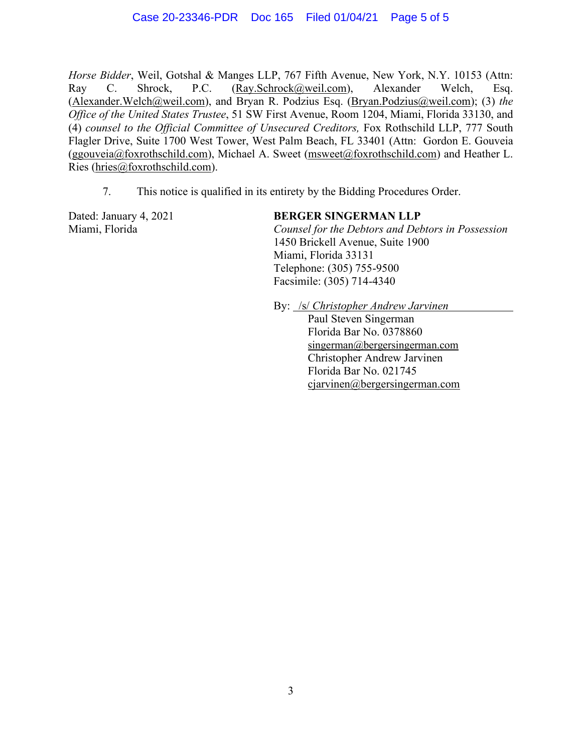*Horse Bidder*, Weil, Gotshal & Manges LLP, 767 Fifth Avenue, New York, N.Y. 10153 (Attn: Ray C. Shrock, P.C. (Ray.Schrock@weil.com), Alexander Welch, Esq. (Alexander.Welch@weil.com), and Bryan R. Podzius Esq. (Bryan.Podzius@weil.com); (3) *the Office of the United States Trustee*, 51 SW First Avenue, Room 1204, Miami, Florida 33130, and (4) *counsel to the Official Committee of Unsecured Creditors,* Fox Rothschild LLP, 777 South Flagler Drive, Suite 1700 West Tower, West Palm Beach, FL 33401 (Attn: Gordon E. Gouveia (ggouveia@foxrothschild.com), Michael A. Sweet (msweet@foxrothschild.com) and Heather L. Ries (hries@foxrothschild.com).

7. This notice is qualified in its entirety by the Bidding Procedures Order.

Dated: January 4, 2021
Miami, Florida

**BERGER SINGERMAN LLP**
*Counsel for the Debtors and Debtors in Possession*
1450 Brickell Avenue, Suite 1900
Miami, Florida 33131
Telephone: (305) 755-9500
Facsimile: (305) 714-4340

By: /s/ *Christopher Andrew Jarvinen*
Paul Steven Singerman
Florida Bar No. 0378860
singerman@bergersingerman.com
Christopher Andrew Jarvinen
Florida Bar No. 021745
cjarvinen@bergersingerman.com